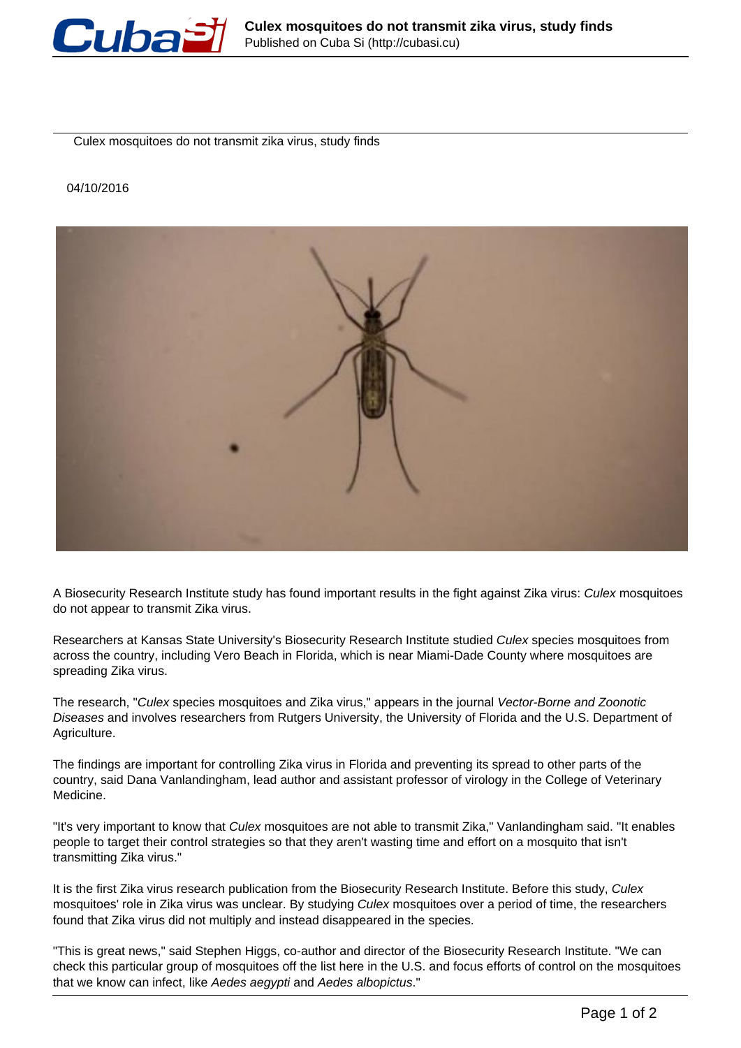# Culex mosquitoes do not transmit zika virus, study finds

04/10/2016

A Biosecurity Research Institute study has found important results in the fight against Zika virus: *Culex* mosquitoes do not appear to transmit Zika virus.

Researchers at Kansas State University's Biosecurity Research Institute studied *Culex* species mosquitoes from across the country, including Vero Beach in Florida, which is near Miami-Dade County where mosquitoes are spreading Zika virus.

The research, "*Culex* species mosquitoes and Zika virus," appears in the journal *Vector-Borne and Zoonotic Diseases* and involves researchers from Rutgers University, the University of Florida and the U.S. Department of Agriculture.

The findings are important for controlling Zika virus in Florida and preventing its spread to other parts of the country, said Dana Vanlandingham, lead author and assistant professor of virology in the College of Veterinary Medicine.

"It's very important to know that *Culex* mosquitoes are not able to transmit Zika," Vanlandingham said. "It enables people to target their control strategies so that they aren't wasting time and effort on a mosquito that isn't transmitting Zika virus."

It is the first Zika virus research publication from the Biosecurity Research Institute. Before this study, *Culex* mosquitoes' role in Zika virus was unclear. By studying *Culex* mosquitoes over a period of time, the researchers found that Zika virus did not multiply and instead disappeared in the species.

"This is great news," said Stephen Higgs, co-author and director of the Biosecurity Research Institute. "We can check this particular group of mosquitoes off the list here in the U.S. and focus efforts of control on the mosquitoes that we know can infect, like *Aedes aegypti* and *Aedes albopictus*."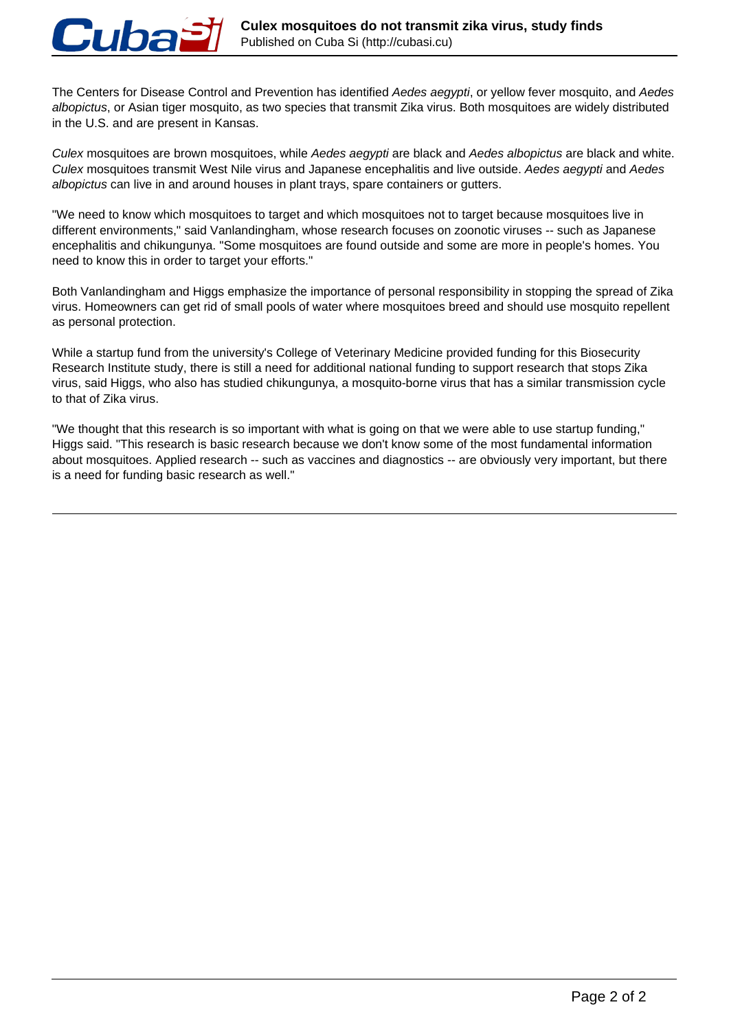The Centers for Disease Control and Prevention has identified *Aedes aegypti*, or yellow fever mosquito, and *Aedes albopictus*, or Asian tiger mosquito, as two species that transmit Zika virus. Both mosquitoes are widely distributed in the U.S. and are present in Kansas.

*Culex* mosquitoes are brown mosquitoes, while *Aedes aegypti* are black and *Aedes albopictus* are black and white. *Culex* mosquitoes transmit West Nile virus and Japanese encephalitis and live outside. *Aedes aegypti* and *Aedes albopictus* can live in and around houses in plant trays, spare containers or gutters.

"We need to know which mosquitoes to target and which mosquitoes not to target because mosquitoes live in different environments," said Vanlandingham, whose research focuses on zoonotic viruses -- such as Japanese encephalitis and chikungunya. "Some mosquitoes are found outside and some are more in people's homes. You need to know this in order to target your efforts."

Both Vanlandingham and Higgs emphasize the importance of personal responsibility in stopping the spread of Zika virus. Homeowners can get rid of small pools of water where mosquitoes breed and should use mosquito repellent as personal protection.

While a startup fund from the university's College of Veterinary Medicine provided funding for this Biosecurity Research Institute study, there is still a need for additional national funding to support research that stops Zika virus, said Higgs, who also has studied chikungunya, a mosquito-borne virus that has a similar transmission cycle to that of Zika virus.

"We thought that this research is so important with what is going on that we were able to use startup funding," Higgs said. "This research is basic research because we don't know some of the most fundamental information about mosquitoes. Applied research -- such as vaccines and diagnostics -- are obviously very important, but there is a need for funding basic research as well."